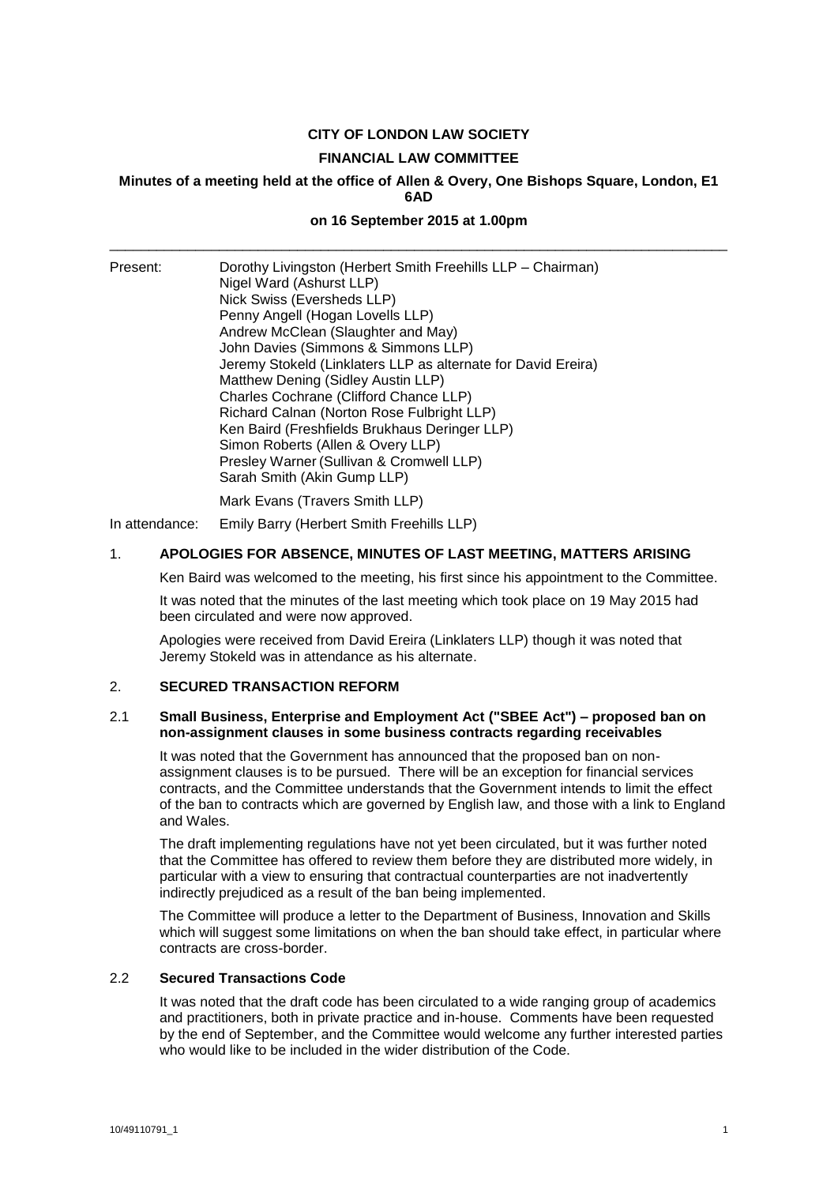**CITY OF LONDON LAW SOCIETY**

**FINANCIAL LAW COMMITTEE**

**Minutes of a meeting held at the office of Allen & Overy, One Bishops Square, London, E1 6AD**

**on 16 September 2015 at 1.00pm**

---

Present:
Dorothy Livingston (Herbert Smith Freehills LLP – Chairman)
Nigel Ward (Ashurst LLP)
Nick Swiss (Eversheds LLP)
Penny Angell (Hogan Lovells LLP)
Andrew McClean (Slaughter and May)
John Davies (Simmons & Simmons LLP)
Jeremy Stokeld (Linklaters LLP as alternate for David Ereira)
Matthew Dening (Sidley Austin LLP)
Charles Cochrane (Clifford Chance LLP)
Richard Calnan (Norton Rose Fulbright LLP)
Ken Baird (Freshfields Brukhaus Deringer LLP)
Simon Roberts (Allen & Overy LLP)
Presley Warner (Sullivan & Cromwell LLP)
Sarah Smith (Akin Gump LLP)

Mark Evans (Travers Smith LLP)

In attendance: Emily Barry (Herbert Smith Freehills LLP)

## 1. APOLOGIES FOR ABSENCE, MINUTES OF LAST MEETING, MATTERS ARISING

Ken Baird was welcomed to the meeting, his first since his appointment to the Committee.

It was noted that the minutes of the last meeting which took place on 19 May 2015 had been circulated and were now approved.

Apologies were received from David Ereira (Linklaters LLP) though it was noted that Jeremy Stokeld was in attendance as his alternate.

## 2. SECURED TRANSACTION REFORM

### 2.1 Small Business, Enterprise and Employment Act ("SBEE Act") – proposed ban on non-assignment clauses in some business contracts regarding receivables

It was noted that the Government has announced that the proposed ban on non-assignment clauses is to be pursued. There will be an exception for financial services contracts, and the Committee understands that the Government intends to limit the effect of the ban to contracts which are governed by English law, and those with a link to England and Wales.

The draft implementing regulations have not yet been circulated, but it was further noted that the Committee has offered to review them before they are distributed more widely, in particular with a view to ensuring that contractual counterparties are not inadvertently indirectly prejudiced as a result of the ban being implemented.

The Committee will produce a letter to the Department of Business, Innovation and Skills which will suggest some limitations on when the ban should take effect, in particular where contracts are cross-border.

### 2.2 Secured Transactions Code

It was noted that the draft code has been circulated to a wide ranging group of academics and practitioners, both in private practice and in-house. Comments have been requested by the end of September, and the Committee would welcome any further interested parties who would like to be included in the wider distribution of the Code.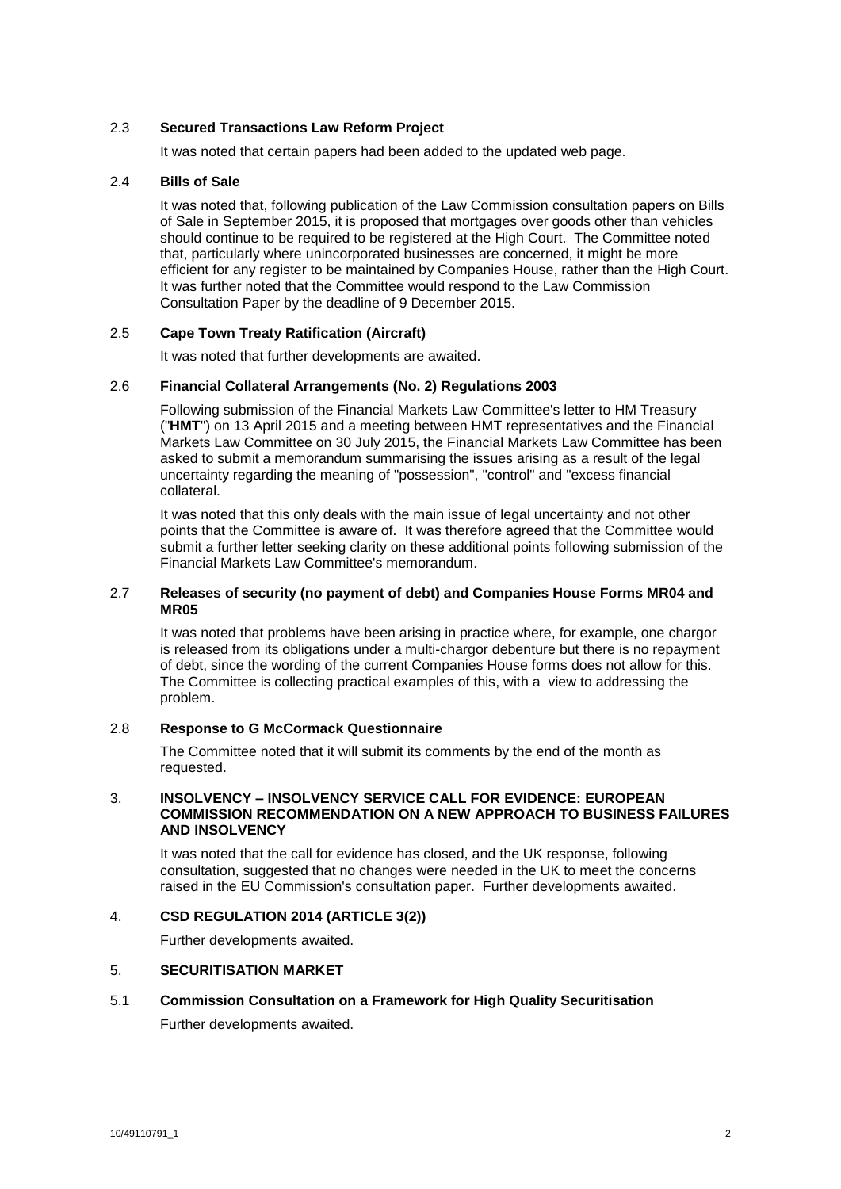### 2.3 Secured Transactions Law Reform Project

It was noted that certain papers had been added to the updated web page.

### 2.4 Bills of Sale

It was noted that, following publication of the Law Commission consultation papers on Bills of Sale in September 2015, it is proposed that mortgages over goods other than vehicles should continue to be required to be registered at the High Court. The Committee noted that, particularly where unincorporated businesses are concerned, it might be more efficient for any register to be maintained by Companies House, rather than the High Court. It was further noted that the Committee would respond to the Law Commission Consultation Paper by the deadline of 9 December 2015.

### 2.5 Cape Town Treaty Ratification (Aircraft)

It was noted that further developments are awaited.

### 2.6 Financial Collateral Arrangements (No. 2) Regulations 2003

Following submission of the Financial Markets Law Committee's letter to HM Treasury ("**HMT**") on 13 April 2015 and a meeting between HMT representatives and the Financial Markets Law Committee on 30 July 2015, the Financial Markets Law Committee has been asked to submit a memorandum summarising the issues arising as a result of the legal uncertainty regarding the meaning of "possession", "control" and "excess financial collateral.

It was noted that this only deals with the main issue of legal uncertainty and not other points that the Committee is aware of. It was therefore agreed that the Committee would submit a further letter seeking clarity on these additional points following submission of the Financial Markets Law Committee's memorandum.

### 2.7 Releases of security (no payment of debt) and Companies House Forms MR04 and MR05

It was noted that problems have been arising in practice where, for example, one chargor is released from its obligations under a multi-chargor debenture but there is no repayment of debt, since the wording of the current Companies House forms does not allow for this. The Committee is collecting practical examples of this, with a view to addressing the problem.

### 2.8 Response to G McCormack Questionnaire

The Committee noted that it will submit its comments by the end of the month as requested.

## 3. INSOLVENCY – INSOLVENCY SERVICE CALL FOR EVIDENCE: EUROPEAN COMMISSION RECOMMENDATION ON A NEW APPROACH TO BUSINESS FAILURES AND INSOLVENCY

It was noted that the call for evidence has closed, and the UK response, following consultation, suggested that no changes were needed in the UK to meet the concerns raised in the EU Commission's consultation paper. Further developments awaited.

## 4. CSD REGULATION 2014 (ARTICLE 3(2))

Further developments awaited.

## 5. SECURITISATION MARKET

### 5.1 Commission Consultation on a Framework for High Quality Securitisation

Further developments awaited.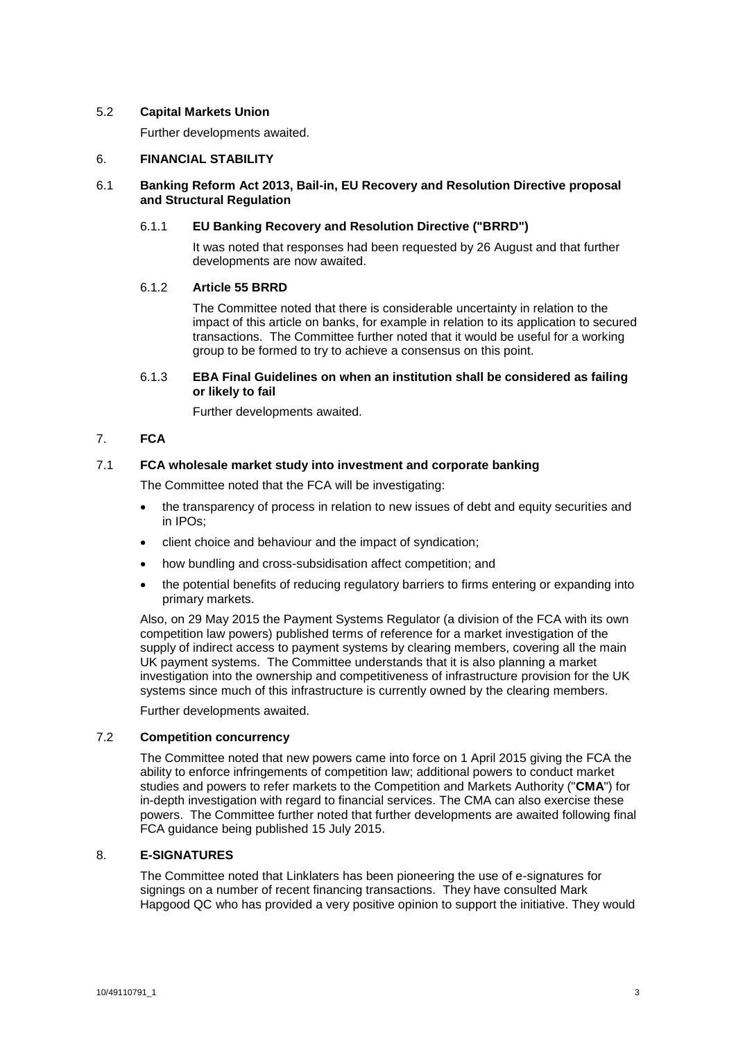5.2 **Capital Markets Union**

Further developments awaited.

6. **FINANCIAL STABILITY**

6.1 **Banking Reform Act 2013, Bail-in, EU Recovery and Resolution Directive proposal and Structural Regulation**

6.1.1 **EU Banking Recovery and Resolution Directive ("BRRD")**

It was noted that responses had been requested by 26 August and that further developments are now awaited.

6.1.2 **Article 55 BRRD**

The Committee noted that there is considerable uncertainty in relation to the impact of this article on banks, for example in relation to its application to secured transactions. The Committee further noted that it would be useful for a working group to be formed to try to achieve a consensus on this point.

6.1.3 **EBA Final Guidelines on when an institution shall be considered as failing or likely to fail**

Further developments awaited.

7. **FCA**

7.1 **FCA wholesale market study into investment and corporate banking**

The Committee noted that the FCA will be investigating:

- the transparency of process in relation to new issues of debt and equity securities and in IPOs;
- client choice and behaviour and the impact of syndication;
- how bundling and cross-subsidisation affect competition; and
- the potential benefits of reducing regulatory barriers to firms entering or expanding into primary markets.

Also, on 29 May 2015 the Payment Systems Regulator (a division of the FCA with its own competition law powers) published terms of reference for a market investigation of the supply of indirect access to payment systems by clearing members, covering all the main UK payment systems. The Committee understands that it is also planning a market investigation into the ownership and competitiveness of infrastructure provision for the UK systems since much of this infrastructure is currently owned by the clearing members.

Further developments awaited.

7.2 **Competition concurrency**

The Committee noted that new powers came into force on 1 April 2015 giving the FCA the ability to enforce infringements of competition law; additional powers to conduct market studies and powers to refer markets to the Competition and Markets Authority ("**CMA**") for in-depth investigation with regard to financial services. The CMA can also exercise these powers. The Committee further noted that further developments are awaited following final FCA guidance being published 15 July 2015.

8. **E-SIGNATURES**

The Committee noted that Linklaters has been pioneering the use of e-signatures for signings on a number of recent financing transactions. They have consulted Mark Hapgood QC who has provided a very positive opinion to support the initiative. They would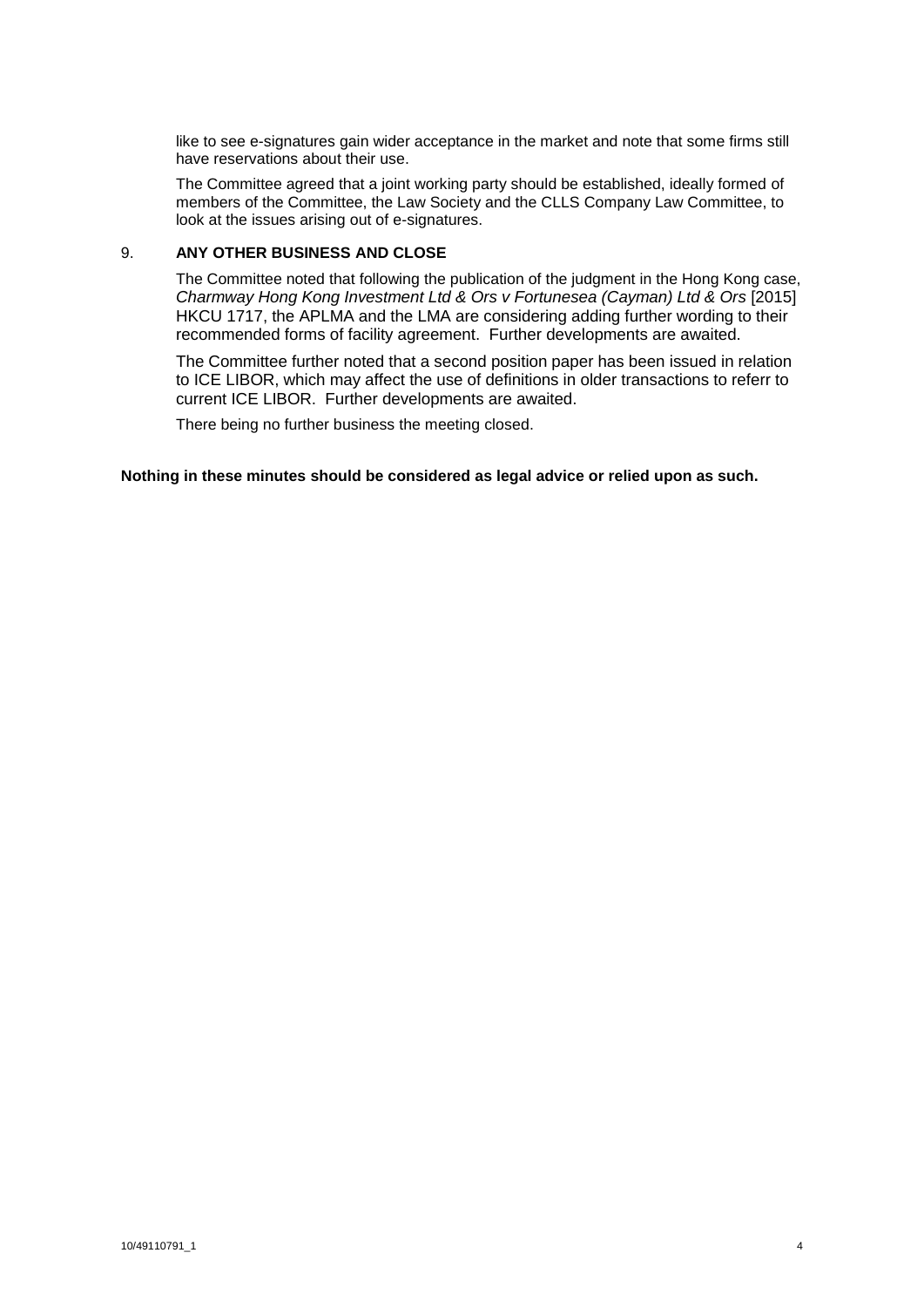like to see e-signatures gain wider acceptance in the market and note that some firms still have reservations about their use.

The Committee agreed that a joint working party should be established, ideally formed of members of the Committee, the Law Society and the CLLS Company Law Committee, to look at the issues arising out of e-signatures.

9. **ANY OTHER BUSINESS AND CLOSE**

The Committee noted that following the publication of the judgment in the Hong Kong case, *Charmway Hong Kong Investment Ltd & Ors v Fortunesea (Cayman) Ltd & Ors* [2015] HKCU 1717, the APLMA and the LMA are considering adding further wording to their recommended forms of facility agreement. Further developments are awaited.

The Committee further noted that a second position paper has been issued in relation to ICE LIBOR, which may affect the use of definitions in older transactions to referr to current ICE LIBOR. Further developments are awaited.

There being no further business the meeting closed.

**Nothing in these minutes should be considered as legal advice or relied upon as such.**